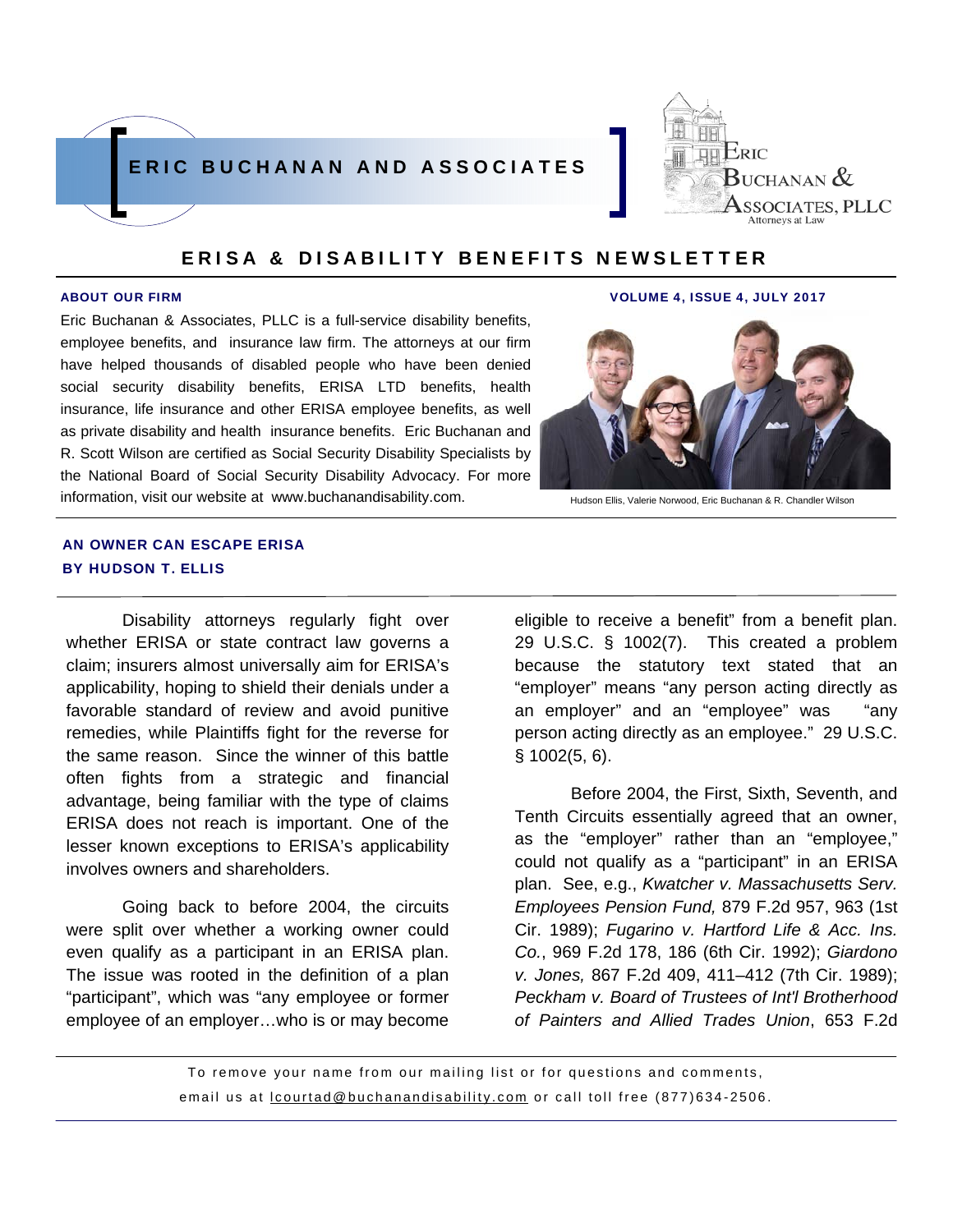# ERIC BUCHANAN AND ASSOCIATES

Eric Buchanan & Associates, PLLC
Attorneys at Law

## ERISA & DISABILITY BENEFITS NEWSLETTER

**ABOUT OUR FIRM**

**VOLUME 4, ISSUE 4, JULY 2017**

Eric Buchanan & Associates, PLLC is a full-service disability benefits, employee benefits, and insurance law firm. The attorneys at our firm have helped thousands of disabled people who have been denied social security disability benefits, ERISA LTD benefits, health insurance, life insurance and other ERISA employee benefits, as well as private disability and health insurance benefits. Eric Buchanan and R. Scott Wilson are certified as Social Security Disability Specialists by the National Board of Social Security Disability Advocacy. For more information, visit our website at www.buchanandisability.com.

Hudson Ellis, Valerie Norwood, Eric Buchanan & R. Chandler Wilson

### AN OWNER CAN ESCAPE ERISA
### BY HUDSON T. ELLIS

Disability attorneys regularly fight over whether ERISA or state contract law governs a claim; insurers almost universally aim for ERISA's applicability, hoping to shield their denials under a favorable standard of review and avoid punitive remedies, while Plaintiffs fight for the reverse for the same reason. Since the winner of this battle often fights from a strategic and financial advantage, being familiar with the type of claims ERISA does not reach is important. One of the lesser known exceptions to ERISA's applicability involves owners and shareholders.

Going back to before 2004, the circuits were split over whether a working owner could even qualify as a participant in an ERISA plan. The issue was rooted in the definition of a plan "participant", which was "any employee or former employee of an employer…who is or may become eligible to receive a benefit" from a benefit plan. 29 U.S.C. § 1002(7). This created a problem because the statutory text stated that an "employer" means "any person acting directly as an employer" and an "employee" was "any person acting directly as an employee." 29 U.S.C. § 1002(5, 6).

Before 2004, the First, Sixth, Seventh, and Tenth Circuits essentially agreed that an owner, as the "employer" rather than an "employee," could not qualify as a "participant" in an ERISA plan. See, e.g., *Kwatcher v. Massachusetts Serv. Employees Pension Fund,* 879 F.2d 957, 963 (1st Cir. 1989); *Fugarino v. Hartford Life & Acc. Ins. Co.*, 969 F.2d 178, 186 (6th Cir. 1992); *Giardono v. Jones,* 867 F.2d 409, 411–412 (7th Cir. 1989); *Peckham v. Board of Trustees of Int'l Brotherhood of Painters and Allied Trades Union*, 653 F.2d

To remove your name from our mailing list or for questions and comments, email us at lcourtad@buchanandisability.com or call toll free (877)634-2506.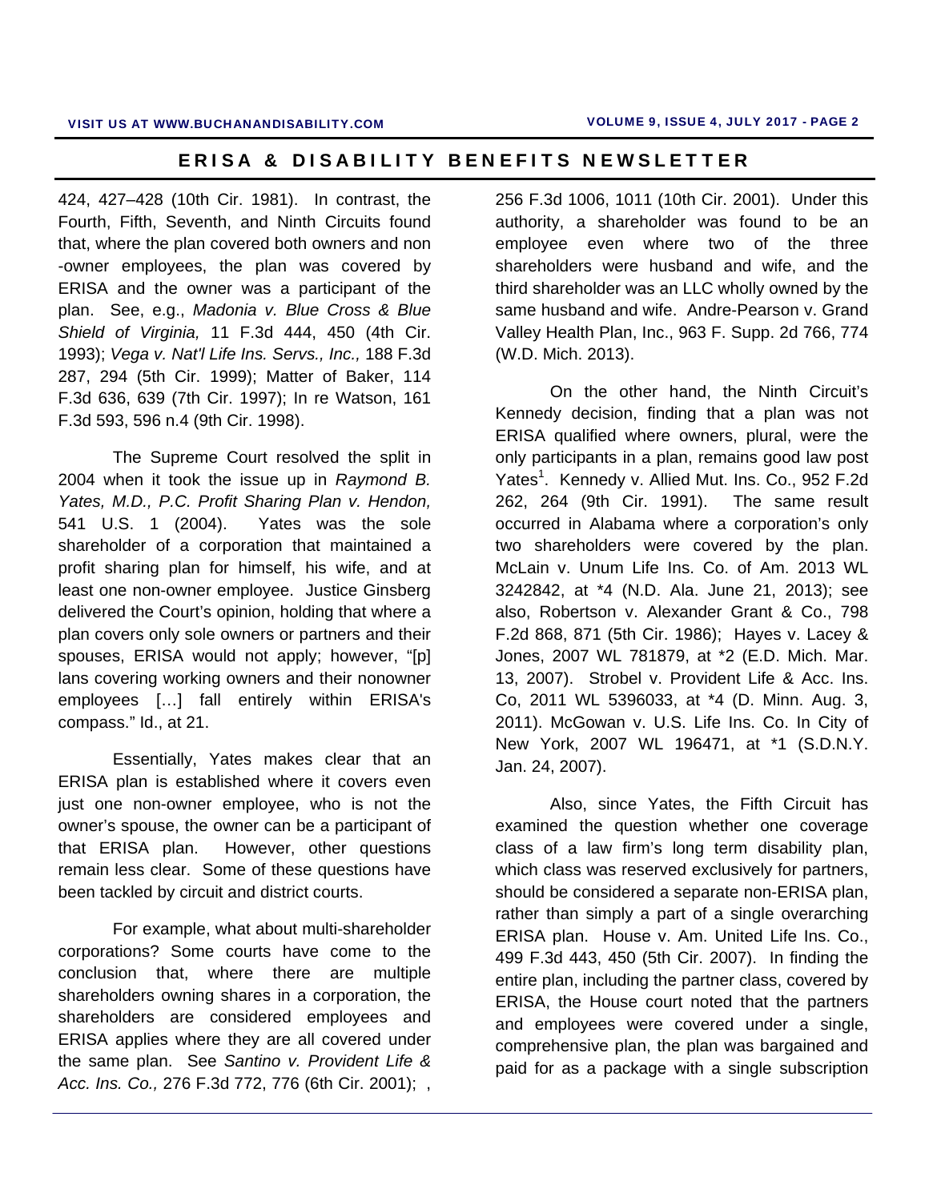424, 427–428 (10th Cir. 1981). In contrast, the Fourth, Fifth, Seventh, and Ninth Circuits found that, where the plan covered both owners and non -owner employees, the plan was covered by ERISA and the owner was a participant of the plan. See, e.g., *Madonia v. Blue Cross & Blue Shield of Virginia,* 11 F.3d 444, 450 (4th Cir. 1993); *Vega v. Nat'l Life Ins. Servs., Inc.,* 188 F.3d 287, 294 (5th Cir. 1999); Matter of Baker, 114 F.3d 636, 639 (7th Cir. 1997); In re Watson, 161 F.3d 593, 596 n.4 (9th Cir. 1998).

The Supreme Court resolved the split in 2004 when it took the issue up in *Raymond B. Yates, M.D., P.C. Profit Sharing Plan v. Hendon,* 541 U.S. 1 (2004). Yates was the sole shareholder of a corporation that maintained a profit sharing plan for himself, his wife, and at least one non-owner employee. Justice Ginsberg delivered the Court's opinion, holding that where a plan covers only sole owners or partners and their spouses, ERISA would not apply; however, "[p]lans covering working owners and their nonowner employees […] fall entirely within ERISA's compass." Id., at 21.

Essentially, Yates makes clear that an ERISA plan is established where it covers even just one non-owner employee, who is not the owner's spouse, the owner can be a participant of that ERISA plan. However, other questions remain less clear. Some of these questions have been tackled by circuit and district courts.

For example, what about multi-shareholder corporations? Some courts have come to the conclusion that, where there are multiple shareholders owning shares in a corporation, the shareholders are considered employees and ERISA applies where they are all covered under the same plan. See *Santino v. Provident Life & Acc. Ins. Co.,* 276 F.3d 772, 776 (6th Cir. 2001); , 256 F.3d 1006, 1011 (10th Cir. 2001). Under this authority, a shareholder was found to be an employee even where two of the three shareholders were husband and wife, and the third shareholder was an LLC wholly owned by the same husband and wife. Andre-Pearson v. Grand Valley Health Plan, Inc., 963 F. Supp. 2d 766, 774 (W.D. Mich. 2013).

On the other hand, the Ninth Circuit's Kennedy decision, finding that a plan was not ERISA qualified where owners, plural, were the only participants in a plan, remains good law post Yates[1]. Kennedy v. Allied Mut. Ins. Co., 952 F.2d 262, 264 (9th Cir. 1991). The same result occurred in Alabama where a corporation's only two shareholders were covered by the plan. McLain v. Unum Life Ins. Co. of Am. 2013 WL 3242842, at *4 (N.D. Ala. June 21, 2013); see also, Robertson v. Alexander Grant & Co., 798 F.2d 868, 871 (5th Cir. 1986); Hayes v. Lacey & Jones, 2007 WL 781879, at *2 (E.D. Mich. Mar. 13, 2007). Strobel v. Provident Life & Acc. Ins. Co, 2011 WL 5396033, at *4 (D. Minn. Aug. 3, 2011). McGowan v. U.S. Life Ins. Co. In City of New York, 2007 WL 196471, at *1 (S.D.N.Y. Jan. 24, 2007).

Also, since Yates, the Fifth Circuit has examined the question whether one coverage class of a law firm's long term disability plan, which class was reserved exclusively for partners, should be considered a separate non-ERISA plan, rather than simply a part of a single overarching ERISA plan. House v. Am. United Life Ins. Co., 499 F.3d 443, 450 (5th Cir. 2007). In finding the entire plan, including the partner class, covered by ERISA, the House court noted that the partners and employees were covered under a single, comprehensive plan, the plan was bargained and paid for as a package with a single subscription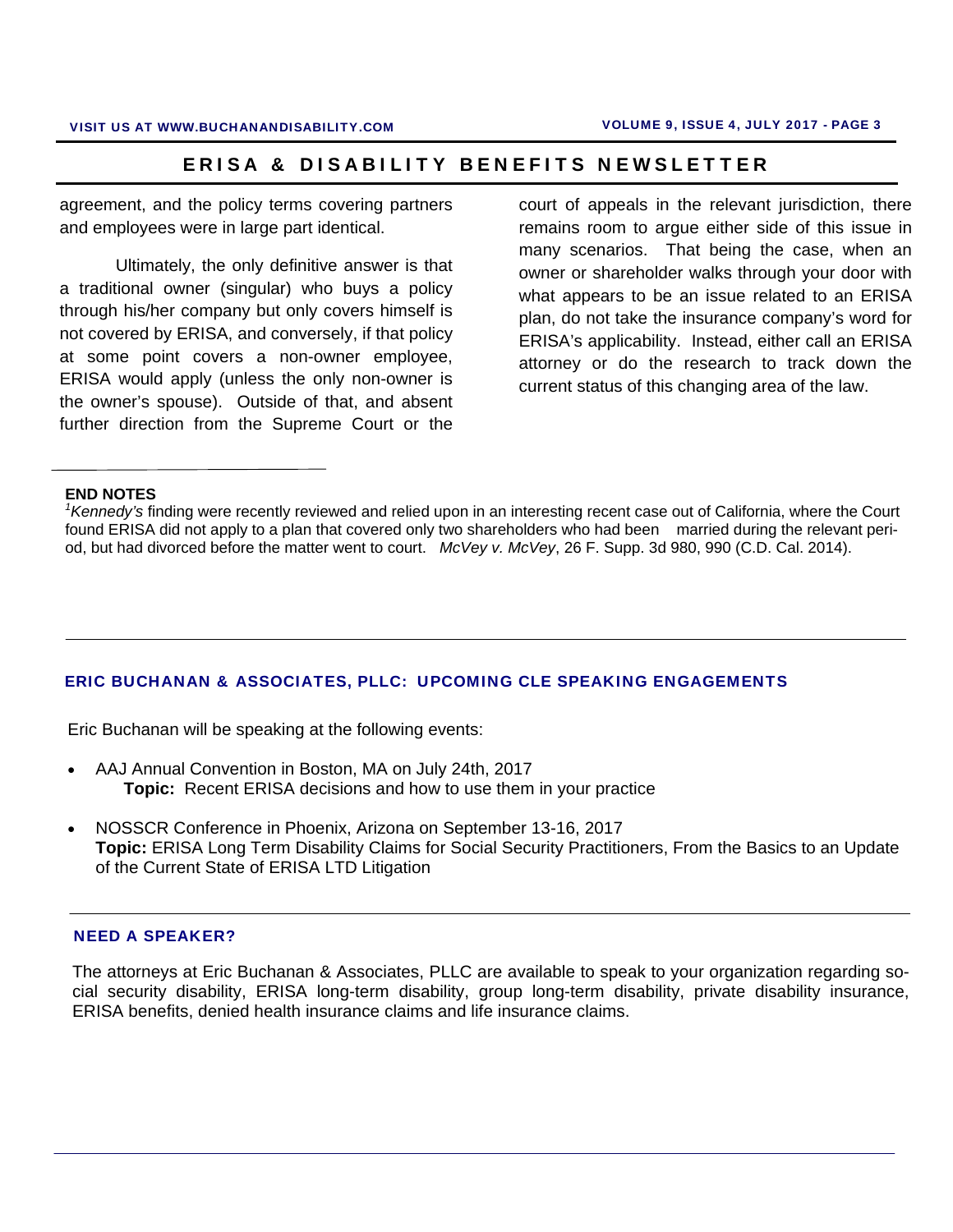agreement, and the policy terms covering partners and employees were in large part identical.

Ultimately, the only definitive answer is that a traditional owner (singular) who buys a policy through his/her company but only covers himself is not covered by ERISA, and conversely, if that policy at some point covers a non-owner employee, ERISA would apply (unless the only non-owner is the owner's spouse). Outside of that, and absent further direction from the Supreme Court or the court of appeals in the relevant jurisdiction, there remains room to argue either side of this issue in many scenarios. That being the case, when an owner or shareholder walks through your door with what appears to be an issue related to an ERISA plan, do not take the insurance company's word for ERISA's applicability. Instead, either call an ERISA attorney or do the research to track down the current status of this changing area of the law.

---

**END NOTES**

[1]*Kennedy's* finding were recently reviewed and relied upon in an interesting recent case out of California, where the Court found ERISA did not apply to a plan that covered only two shareholders who had been married during the relevant period, but had divorced before the matter went to court. *McVey v. McVey*, 26 F. Supp. 3d 980, 990 (C.D. Cal. 2014).

---

## ERIC BUCHANAN & ASSOCIATES, PLLC: UPCOMING CLE SPEAKING ENGAGEMENTS

Eric Buchanan will be speaking at the following events:

- AAJ Annual Convention in Boston, MA on July 24th, 2017
  **Topic:** Recent ERISA decisions and how to use them in your practice
- NOSSCR Conference in Phoenix, Arizona on September 13-16, 2017
  **Topic:** ERISA Long Term Disability Claims for Social Security Practitioners, From the Basics to an Update of the Current State of ERISA LTD Litigation

---

## NEED A SPEAKER?

The attorneys at Eric Buchanan & Associates, PLLC are available to speak to your organization regarding social security disability, ERISA long-term disability, group long-term disability, private disability insurance, ERISA benefits, denied health insurance claims and life insurance claims.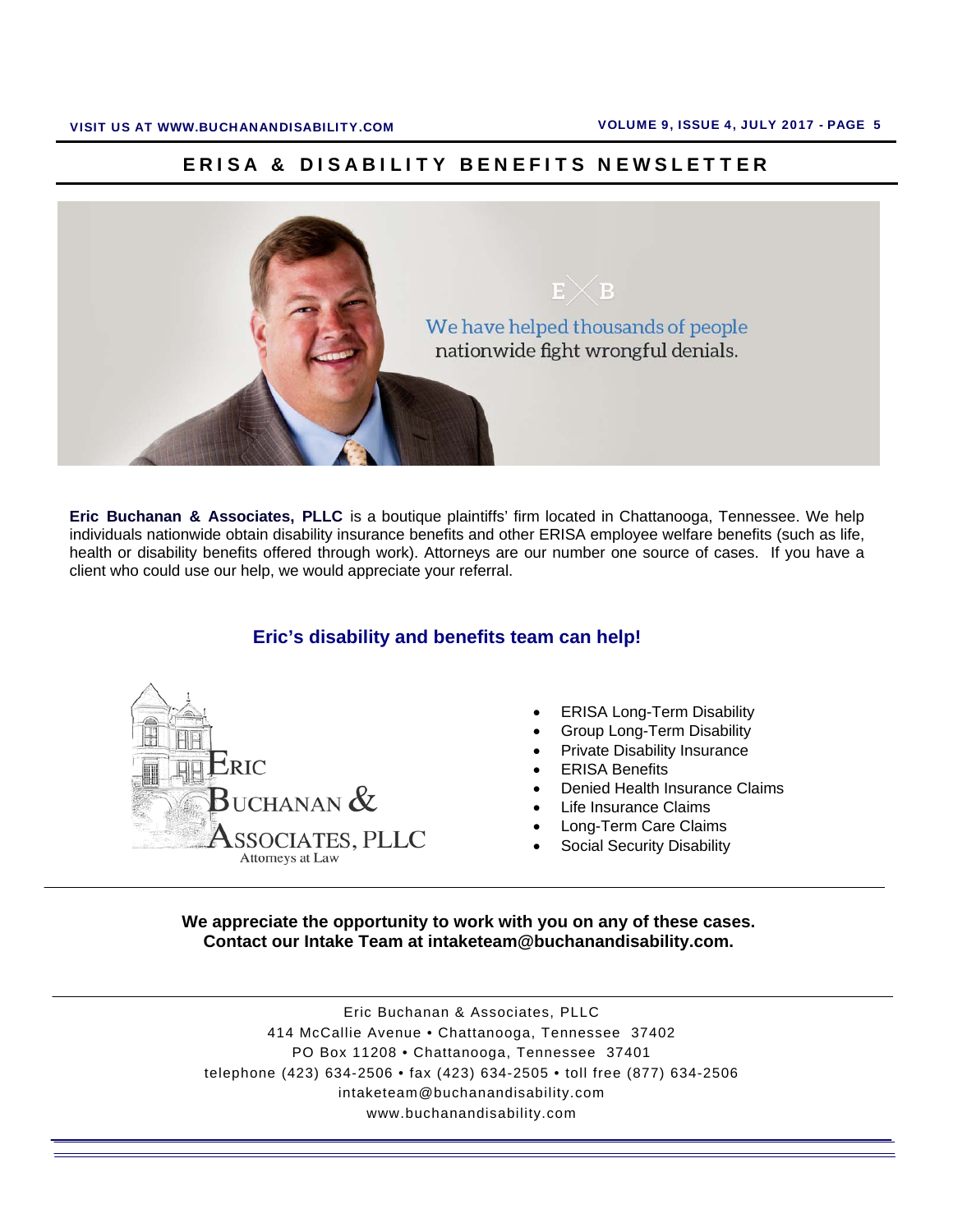## ERISA & DISABILITY BENEFITS NEWSLETTER

We have helped thousands of people nationwide fight wrongful denials.

**Eric Buchanan & Associates, PLLC** is a boutique plaintiffs' firm located in Chattanooga, Tennessee. We help individuals nationwide obtain disability insurance benefits and other ERISA employee welfare benefits (such as life, health or disability benefits offered through work). Attorneys are our number one source of cases. If you have a client who could use our help, we would appreciate your referral.

### Eric's disability and benefits team can help!

Eric Buchanan & Associates, PLLC
Attorneys at Law

- ERISA Long-Term Disability
- Group Long-Term Disability
- Private Disability Insurance
- ERISA Benefits
- Denied Health Insurance Claims
- Life Insurance Claims
- Long-Term Care Claims
- Social Security Disability

**We appreciate the opportunity to work with you on any of these cases.**
**Contact our Intake Team at intaketeam@buchanandisability.com.**

Eric Buchanan & Associates, PLLC
414 McCallie Avenue • Chattanooga, Tennessee 37402
PO Box 11208 • Chattanooga, Tennessee 37401
telephone (423) 634-2506 • fax (423) 634-2505 • toll free (877) 634-2506
intaketeam@buchanandisability.com
www.buchanandisability.com